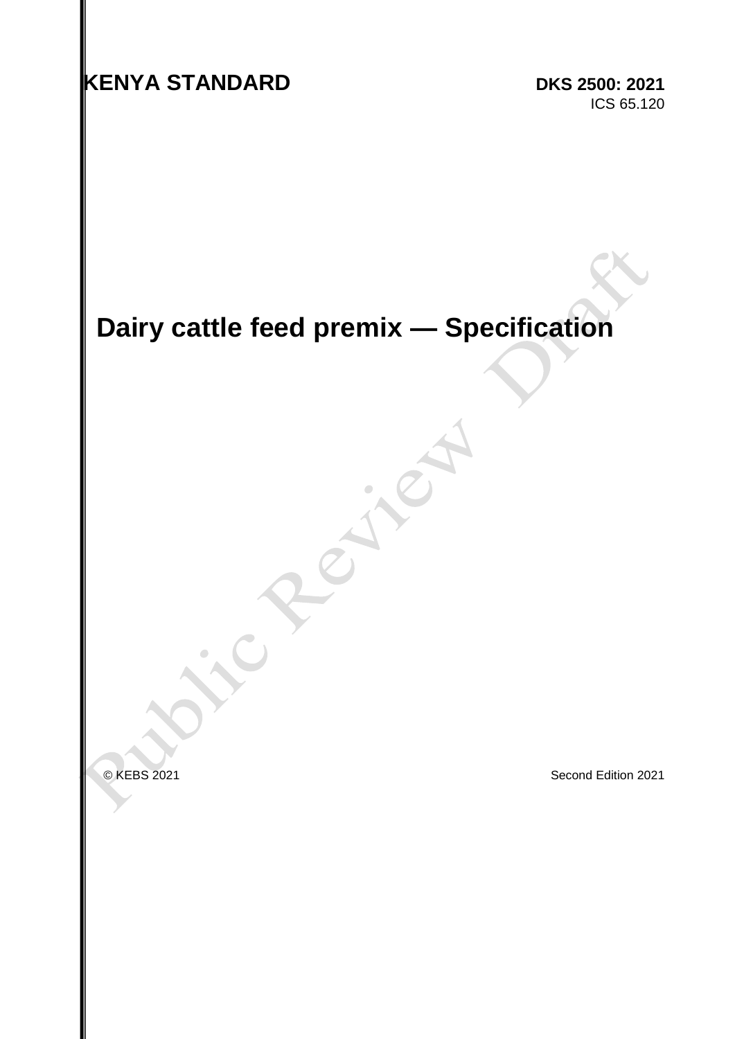**KENYA STANDARD** **DKS 2500: 2021**

ICS 65.120

# Dairy cattle feed premix — Specification

© KEBS 2021

Second Edition 2021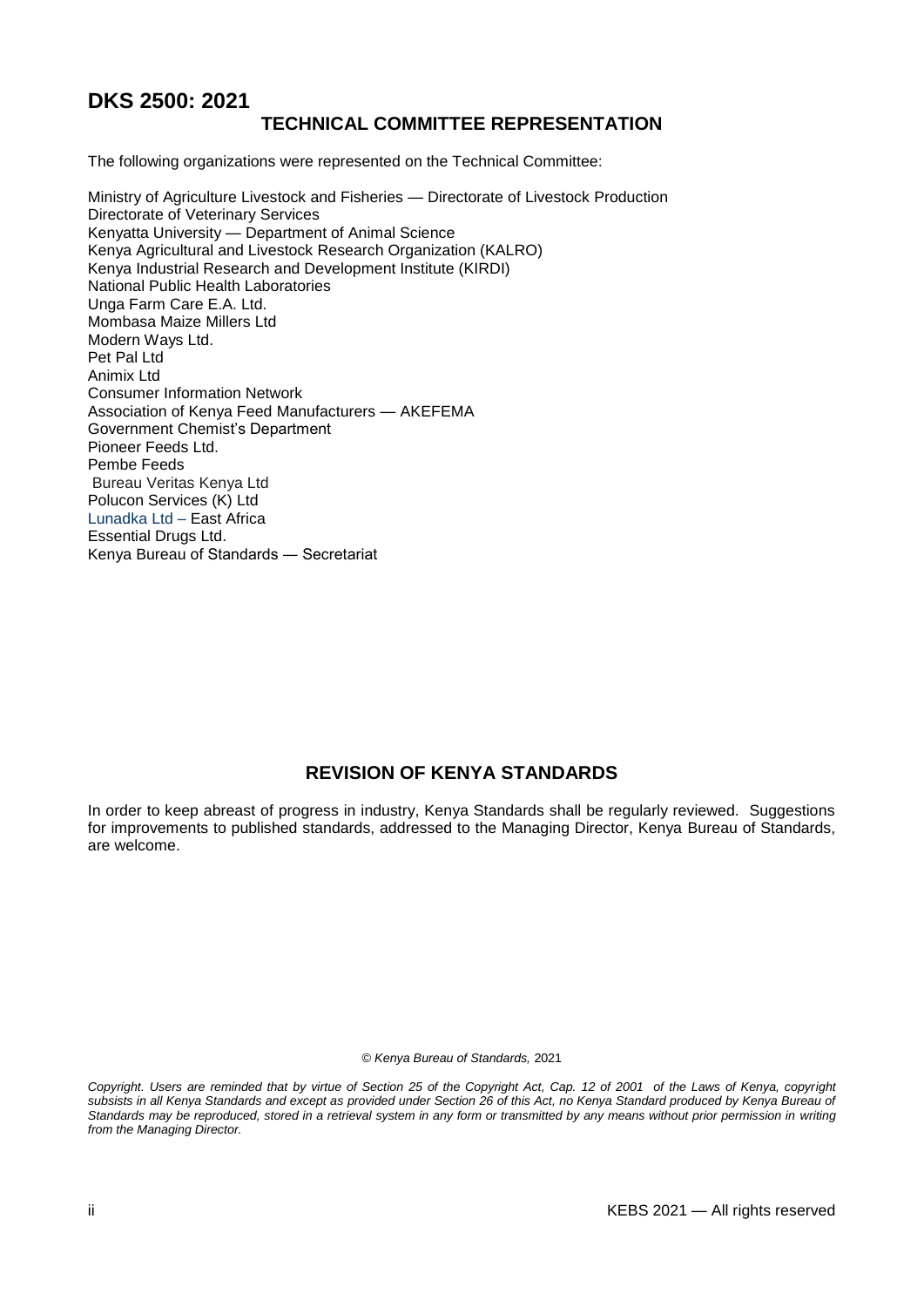# DKS 2500: 2021

## TECHNICAL COMMITTEE REPRESENTATION

The following organizations were represented on the Technical Committee:

Ministry of Agriculture Livestock and Fisheries — Directorate of Livestock Production
Directorate of Veterinary Services
Kenyatta University — Department of Animal Science
Kenya Agricultural and Livestock Research Organization (KALRO)
Kenya Industrial Research and Development Institute (KIRDI)
National Public Health Laboratories
Unga Farm Care E.A. Ltd.
Mombasa Maize Millers Ltd
Modern Ways Ltd.
Pet Pal Ltd
Animix Ltd
Consumer Information Network
Association of Kenya Feed Manufacturers — AKEFEMA
Government Chemist's Department
Pioneer Feeds Ltd.
Pembe Feeds
Bureau Veritas Kenya Ltd
Polucon Services (K) Ltd
Lunadka Ltd – East Africa
Essential Drugs Ltd.
Kenya Bureau of Standards — Secretariat

## REVISION OF KENYA STANDARDS

In order to keep abreast of progress in industry, Kenya Standards shall be regularly reviewed. Suggestions for improvements to published standards, addressed to the Managing Director, Kenya Bureau of Standards, are welcome.

© *Kenya Bureau of Standards,* 2021

*Copyright. Users are reminded that by virtue of Section 25 of the Copyright Act, Cap. 12 of 2001 of the Laws of Kenya, copyright subsists in all Kenya Standards and except as provided under Section 26 of this Act, no Kenya Standard produced by Kenya Bureau of Standards may be reproduced, stored in a retrieval system in any form or transmitted by any means without prior permission in writing from the Managing Director.*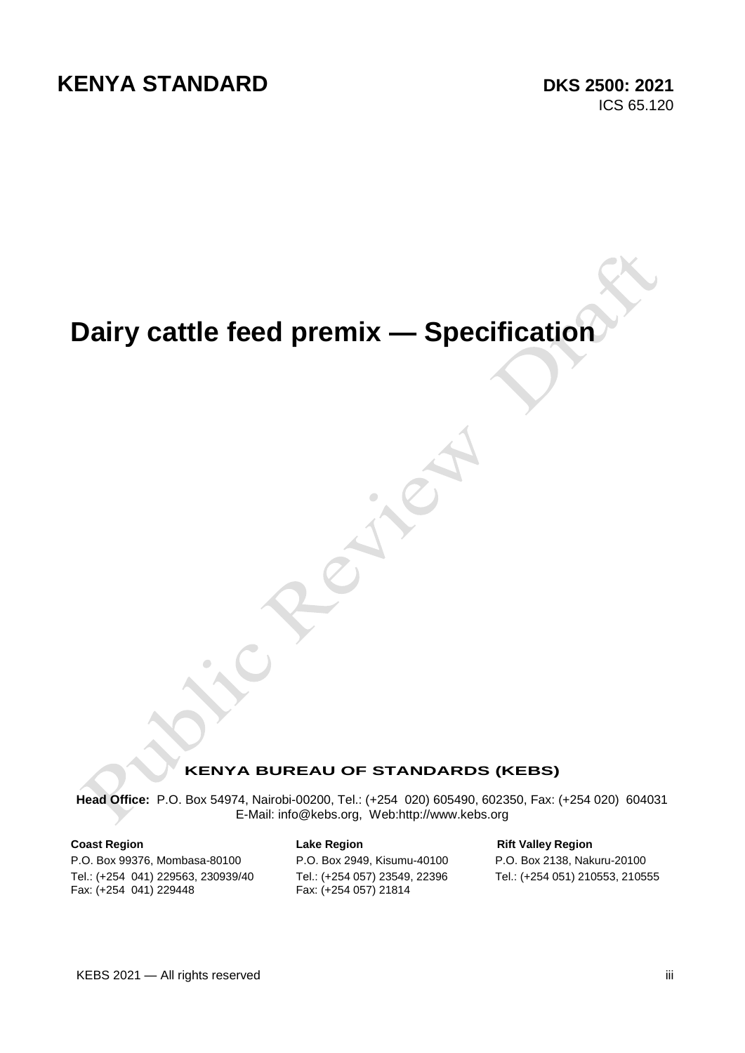**KENYA STANDARD** **DKS 2500: 2021**

ICS 65.120

# Dairy cattle feed premix — Specification

**KENYA BUREAU OF STANDARDS (KEBS)**

**Head Office:** P.O. Box 54974, Nairobi-00200, Tel.: (+254 020) 605490, 602350, Fax: (+254 020) 604031
E-Mail: info@kebs.org, Web:http://www.kebs.org

**Coast Region**
P.O. Box 99376, Mombasa-80100
Tel.: (+254 041) 229563, 230939/40
Fax: (+254 041) 229448

**Lake Region**
P.O. Box 2949, Kisumu-40100
Tel.: (+254 057) 23549, 22396
Fax: (+254 057) 21814

**Rift Valley Region**
P.O. Box 2138, Nakuru-20100
Tel.: (+254 051) 210553, 210555

KEBS 2021 — All rights reserved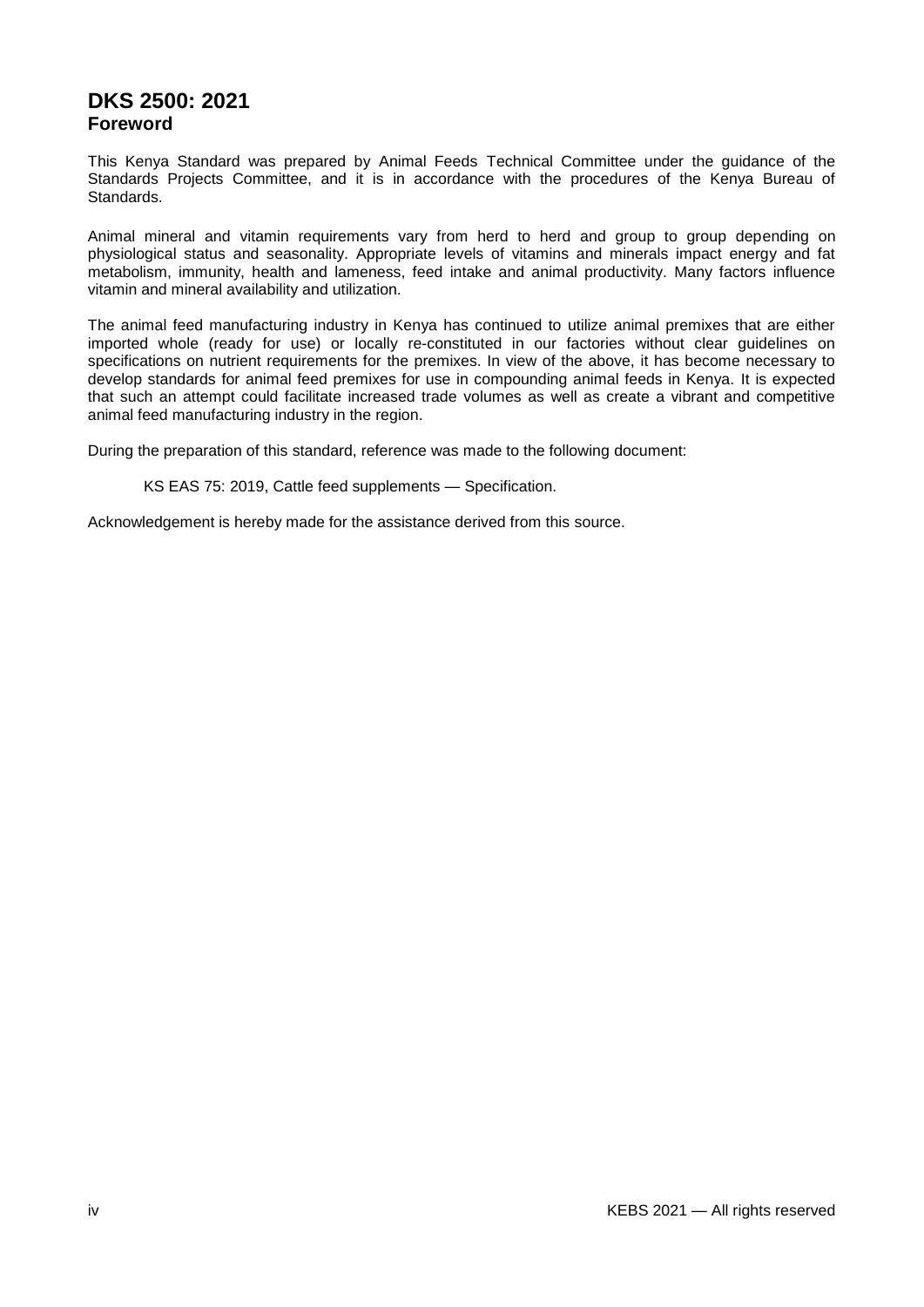# DKS 2500: 2021

## Foreword

This Kenya Standard was prepared by Animal Feeds Technical Committee under the guidance of the Standards Projects Committee, and it is in accordance with the procedures of the Kenya Bureau of Standards.

Animal mineral and vitamin requirements vary from herd to herd and group to group depending on physiological status and seasonality. Appropriate levels of vitamins and minerals impact energy and fat metabolism, immunity, health and lameness, feed intake and animal productivity. Many factors influence vitamin and mineral availability and utilization.

The animal feed manufacturing industry in Kenya has continued to utilize animal premixes that are either imported whole (ready for use) or locally re-constituted in our factories without clear guidelines on specifications on nutrient requirements for the premixes. In view of the above, it has become necessary to develop standards for animal feed premixes for use in compounding animal feeds in Kenya. It is expected that such an attempt could facilitate increased trade volumes as well as create a vibrant and competitive animal feed manufacturing industry in the region.

During the preparation of this standard, reference was made to the following document:

KS EAS 75: 2019, Cattle feed supplements — Specification.

Acknowledgement is hereby made for the assistance derived from this source.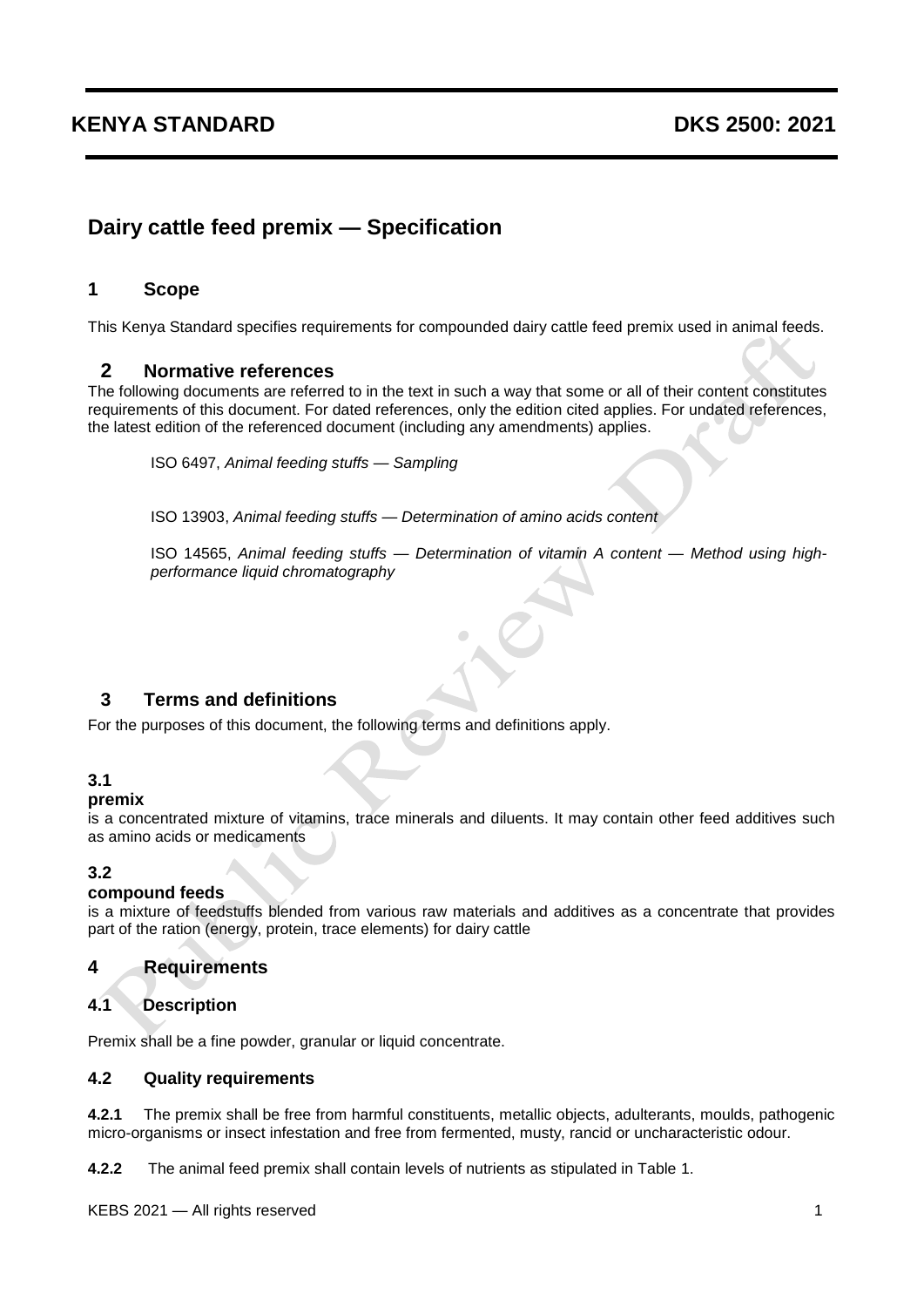# KENYA STANDARD DKS 2500: 2021

## Dairy cattle feed premix — Specification

## 1 Scope

This Kenya Standard specifies requirements for compounded dairy cattle feed premix used in animal feeds.

## 2 Normative references

The following documents are referred to in the text in such a way that some or all of their content constitutes requirements of this document. For dated references, only the edition cited applies. For undated references, the latest edition of the referenced document (including any amendments) applies.

ISO 6497, *Animal feeding stuffs — Sampling*

ISO 13903, *Animal feeding stuffs — Determination of amino acids content*

ISO 14565, *Animal feeding stuffs — Determination of vitamin A content — Method using high-performance liquid chromatography*

## 3 Terms and definitions

For the purposes of this document, the following terms and definitions apply.

**3.1**

**premix**

is a concentrated mixture of vitamins, trace minerals and diluents. It may contain other feed additives such as amino acids or medicaments

**3.2**

**compound feeds**

is a mixture of feedstuffs blended from various raw materials and additives as a concentrate that provides part of the ration (energy, protein, trace elements) for dairy cattle

## 4 Requirements

### 4.1 Description

Premix shall be a fine powder, granular or liquid concentrate.

### 4.2 Quality requirements

**4.2.1** The premix shall be free from harmful constituents, metallic objects, adulterants, moulds, pathogenic micro-organisms or insect infestation and free from fermented, musty, rancid or uncharacteristic odour.

**4.2.2** The animal feed premix shall contain levels of nutrients as stipulated in Table 1.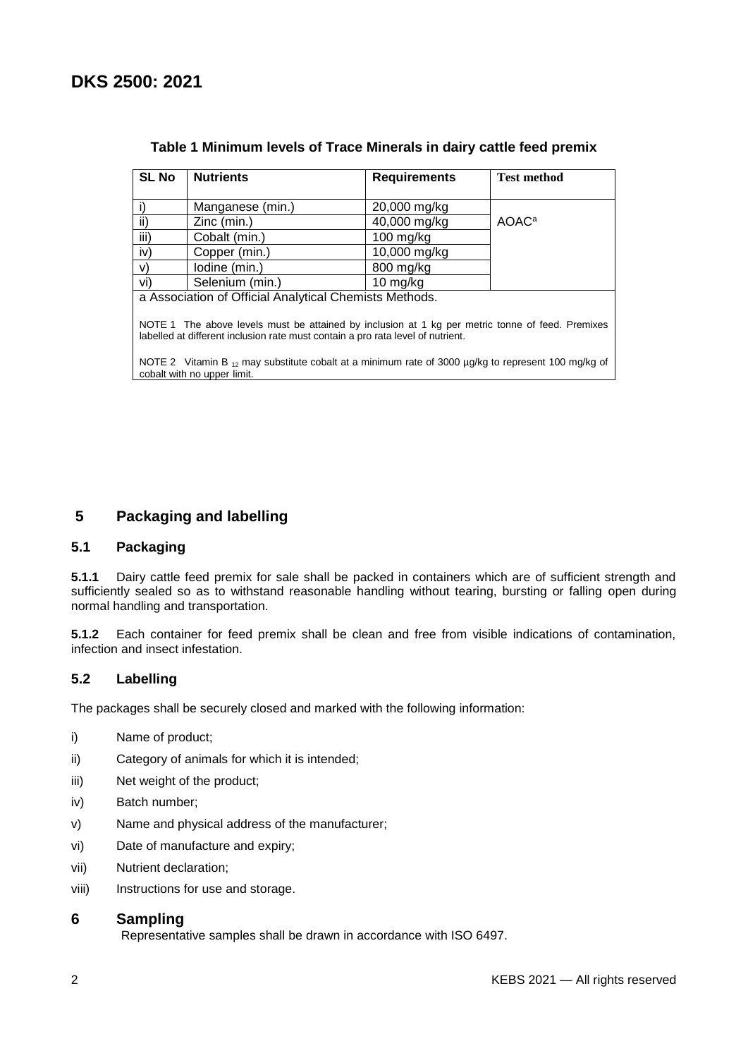**Table 1 Minimum levels of Trace Minerals in dairy cattle feed premix**

| SL No | Nutrients | Requirements | Test method |
|---|---|---|---|
| i) | Manganese (min.) | 20,000 mg/kg | AOAC[a] |
| ii) | Zinc (min.) | 40,000 mg/kg | |
| iii) | Cobalt (min.) | 100 mg/kg | |
| iv) | Copper (min.) | 10,000 mg/kg | |
| v) | Iodine (min.) | 800 mg/kg | |
| vi) | Selenium (min.) | 10 mg/kg | |

a Association of Official Analytical Chemists Methods.

NOTE 1 The above levels must be attained by inclusion at 1 kg per metric tonne of feed. Premixes labelled at different inclusion rate must contain a pro rata level of nutrient.

NOTE 2 Vitamin $B_{12}$ may substitute cobalt at a minimum rate of 3000 µg/kg to represent 100 mg/kg of cobalt with no upper limit.

## 5 Packaging and labelling

### 5.1 Packaging

**5.1.1** Dairy cattle feed premix for sale shall be packed in containers which are of sufficient strength and sufficiently sealed so as to withstand reasonable handling without tearing, bursting or falling open during normal handling and transportation.

**5.1.2** Each container for feed premix shall be clean and free from visible indications of contamination, infection and insect infestation.

### 5.2 Labelling

The packages shall be securely closed and marked with the following information:

i) Name of product;

ii) Category of animals for which it is intended;

iii) Net weight of the product;

iv) Batch number;

v) Name and physical address of the manufacturer;

vi) Date of manufacture and expiry;

vii) Nutrient declaration;

viii) Instructions for use and storage.

## 6 Sampling

Representative samples shall be drawn in accordance with ISO 6497.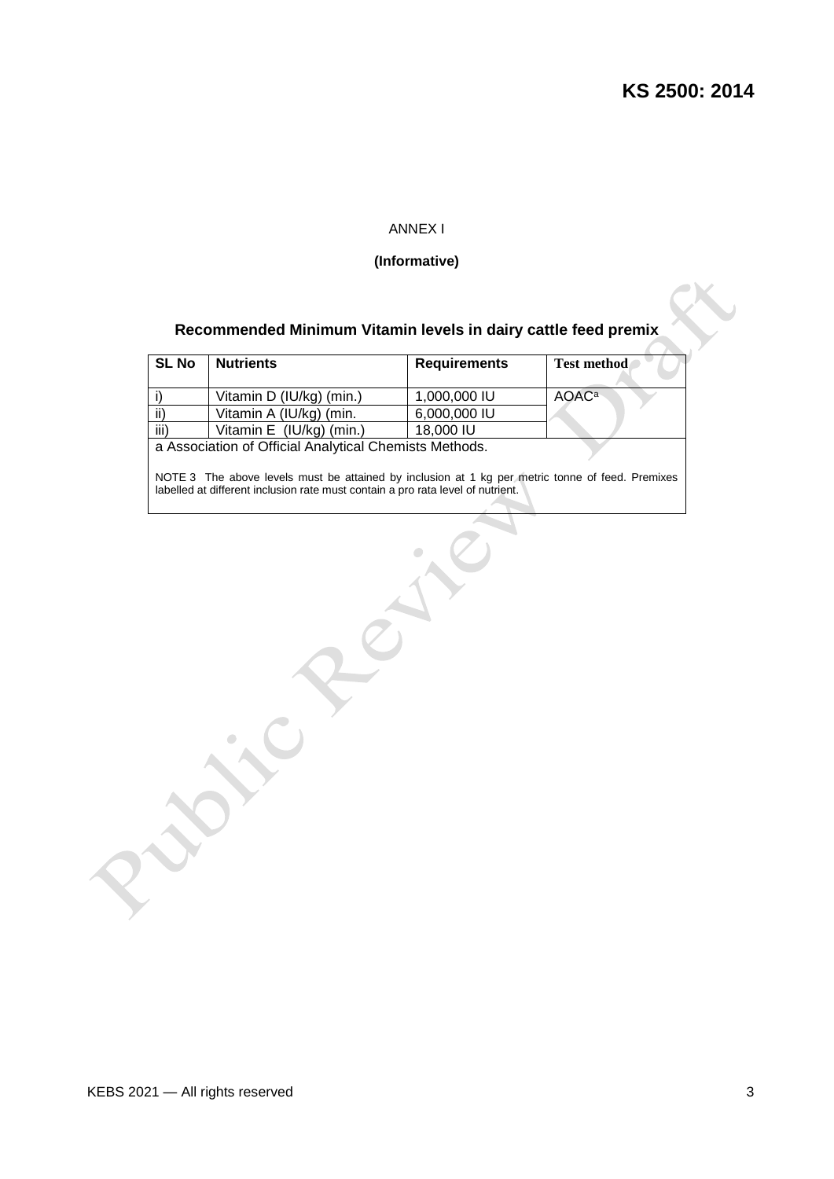ANNEX I

**(Informative)**

## Recommended Minimum Vitamin levels in dairy cattle feed premix

| SL No | Nutrients | Requirements | Test method |
|---|---|---|---|
| i) | Vitamin D (IU/kg) (min.) | 1,000,000 IU | AOAC[a] |
| ii) | Vitamin A (IU/kg) (min. | 6,000,000 IU | |
| iii) | Vitamin E (IU/kg) (min.) | 18,000 IU | |

a Association of Official Analytical Chemists Methods.

NOTE 3 The above levels must be attained by inclusion at 1 kg per metric tonne of feed. Premixes labelled at different inclusion rate must contain a pro rata level of nutrient.